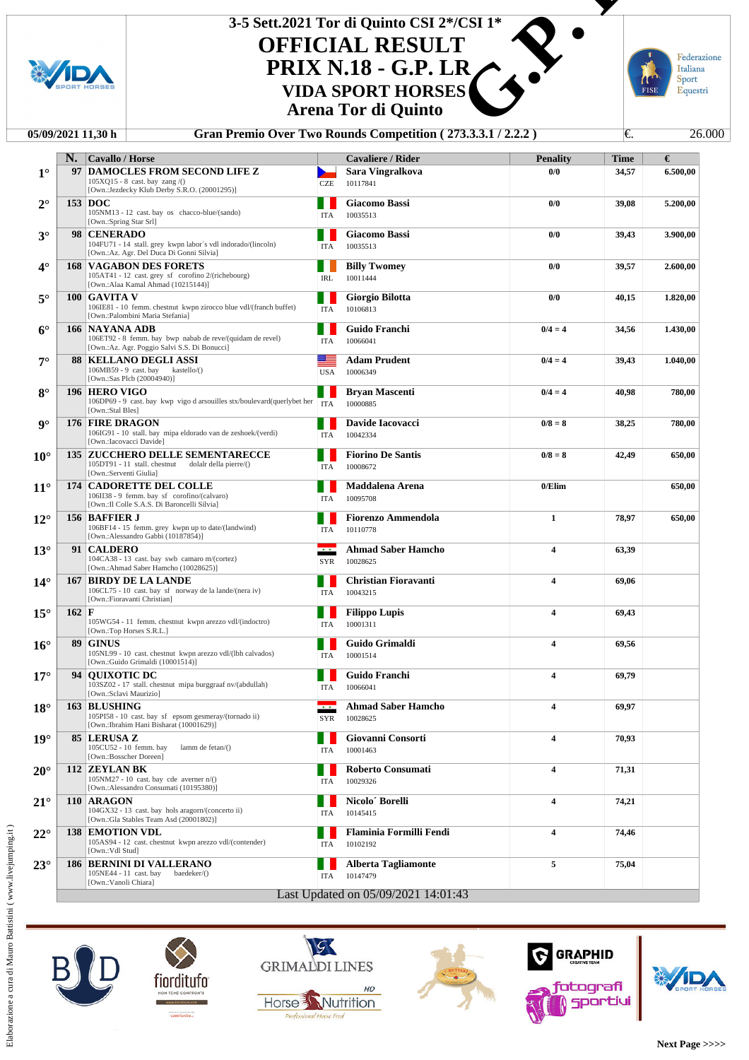# 3-5 Sett.2021 Tor di Quinto CSI 2*/CSI 1*

# OFFICIAL RESULT

# PRIX N.18 - G.P. LR

## VIDA SPORT HORSES

## Arena Tor di Quinto

**05/09/2021 11,30 h** | **Gran Premio Over Two Rounds Competition ( 273.3.3.1 / 2.2.2 )** | €. 26.000

| | N. | Cavallo / Horse | | Cavaliere / Rider | Penality | Time | € |
|---|---|---|---|---|---|---|---|
| 1° | 97 | **DAMOCLES FROM SECOND LIFE Z** 105XQ15 - 8 cast. bay zang /() [Own.:Jezdecky Klub Derby S.R.O. (20001295)] | CZE | **Sara Vingralkova** 10117841 | 0/0 | 34,57 | 6.500,00 |
| 2° | 153 | **DOC** 105NM13 - 12 cast. bay os chacco-blue/(sando) [Own.:Spring Star Srl] | ITA | **Giacomo Bassi** 10035513 | 0/0 | 39,08 | 5.200,00 |
| 3° | 98 | **CENERADO** 104FU71 - 14 stall. grey kwpn labor´s vdl indorado/(lincoln) [Own.:Az. Agr. Del Duca Di Gonni Silvia] | ITA | **Giacomo Bassi** 10035513 | 0/0 | 39,43 | 3.900,00 |
| 4° | 168 | **VAGABON DES FORETS** 105AT41 - 12 cast. grey sf corofino 2/(richebourg) [Own.:Alaa Kamal Ahmad (10215144)] | IRL | **Billy Twomey** 10011444 | 0/0 | 39,57 | 2.600,00 |
| 5° | 100 | **GAVITA V** 106IE81 - 10 femm. chestnut kwpn zirocco blue vdl/(franch buffet) [Own.:Palombini Maria Stefania] | ITA | **Giorgio Bilotta** 10106813 | 0/0 | 40,15 | 1.820,00 |
| 6° | 166 | **NAYANA ADB** 106ET92 - 8 femm. bay bwp nabab de reve/(quidam de revel) [Own.:Az. Agr. Poggio Salvi S.S. Di Bonucci] | ITA | **Guido Franchi** 10066041 | 0/4 = 4 | 34,56 | 1.430,00 |
| 7° | 88 | **KELLANO DEGLI ASSI** 106MB59 - 9 cast. bay kastello/() [Own.:Sas Plcb (20004940)] | USA | **Adam Prudent** 10006349 | 0/4 = 4 | 39,43 | 1.040,00 |
| 8° | 196 | **HERO VIGO** 106DP69 - 9 cast. bay kwp vigo d arsouilles stx/boulevard(querlybet her [Own.:Stal Bles] | ITA | **Bryan Mascenti** 10000885 | 0/4 = 4 | 40,98 | 780,00 |
| 9° | 176 | **FIRE DRAGON** 106IG91 - 10 stall. bay mipa eldorado van de zeshoek/(verdi) [Own.:Iacovacci Davide] | ITA | **Davide Iacovacci** 10042334 | 0/8 = 8 | 38,25 | 780,00 |
| 10° | 135 | **ZUCCHERO DELLE SEMENTARECCE** 105DT91 - 11 stall. chestnut dolalr della pierre/() [Own.:Serventi Giulia] | ITA | **Fiorino De Santis** 10008672 | 0/8 = 8 | 42,49 | 650,00 |
| 11° | 174 | **CADORETTE DEL COLLE** 106II38 - 9 femm. bay sf corofino/(calvaro) [Own.:Il Colle S.A.S. Di Baroncelli Silvia] | ITA | **Maddalena Arena** 10095708 | 0/Elim | | 650,00 |
| 12° | 156 | **BAFFIER J** 106BF14 - 15 femm. grey kwpn up to date/(landwind) [Own.:Alessandro Gabbi (10187854)] | ITA | **Fiorenzo Ammendola** 10110778 | 1 | 78,97 | 650,00 |
| 13° | 91 | **CALDERO** 104CA38 - 13 cast. bay swb camaro m/(cortez) [Own.:Ahmad Saber Hamcho (10028625)] | SYR | **Ahmad Saber Hamcho** 10028625 | 4 | 63,39 | |
| 14° | 167 | **BIRDY DE LA LANDE** 106CL75 - 10 cast. bay sf norway de la lande/(nera iv) [Own.:Fioravanti Christian] | ITA | **Christian Fioravanti** 10043215 | 4 | 69,06 | |
| 15° | 162 | **F** 105WG54 - 11 femm. chestnut kwpn arezzo vdl/(indoctro) [Own.:Top Horses S.R.L.] | ITA | **Filippo Lupis** 10001311 | 4 | 69,43 | |
| 16° | 89 | **GINUS** 105NL99 - 10 cast. chestnut kwpn arezzo vdl/(lbh calvados) [Own.:Guido Grimaldi (10001514)] | ITA | **Guido Grimaldi** 10001514 | 4 | 69,56 | |
| 17° | 94 | **QUIXOTIC DC** 103SZ02 - 17 stall. chestnut mipa burggraaf nv/(abdullah) [Own.:Sclavi Maurizio] | ITA | **Guido Franchi** 10066041 | 4 | 69,79 | |
| 18° | 163 | **BLUSHING** 105PI58 - 10 cast. bay sf epsom gesmeray/(tornado ii) [Own.:Ibrahim Hani Bisharat (10001629)] | SYR | **Ahmad Saber Hamcho** 10028625 | 4 | 69,97 | |
| 19° | 85 | **LERUSA Z** 105CU52 - 10 femm. bay lamm de fetan/() [Own.:Bosscher Doreen] | ITA | **Giovanni Consorti** 10001463 | 4 | 70,93 | |
| 20° | 112 | **ZEYLAN BK** 105NM27 - 10 cast. bay cde averner n/() [Own.:Alessandro Consumati (10195380)] | ITA | **Roberto Consumati** 10029326 | 4 | 71,31 | |
| 21° | 110 | **ARAGON** 104GX32 - 13 cast. bay hols aragorn/(concerto ii) [Own.:Gla Stables Team Asd (20001802)] | ITA | **Nicolo´ Borelli** 10145415 | 4 | 74,21 | |
| 22° | 138 | **EMOTION VDL** 105AS94 - 12 cast. chestnut kwpn arezzo vdl/(contender) [Own.:Vdl Stud] | ITA | **Flaminia Formilli Fendi** 10102192 | 4 | 74,46 | |
| 23° | 186 | **BERNINI DI VALLERANO** 105NE44 - 11 cast. bay baedeker/() [Own.:Vanoli Chiara] | ITA | **Alberta Tagliamonte** 10147479 | 5 | 75,04 | |

Last Updated on 05/09/2021 14:01:43

Elaborazione a cura di Mauro Battistini ( www.livejumping.it )

Next Page >>>>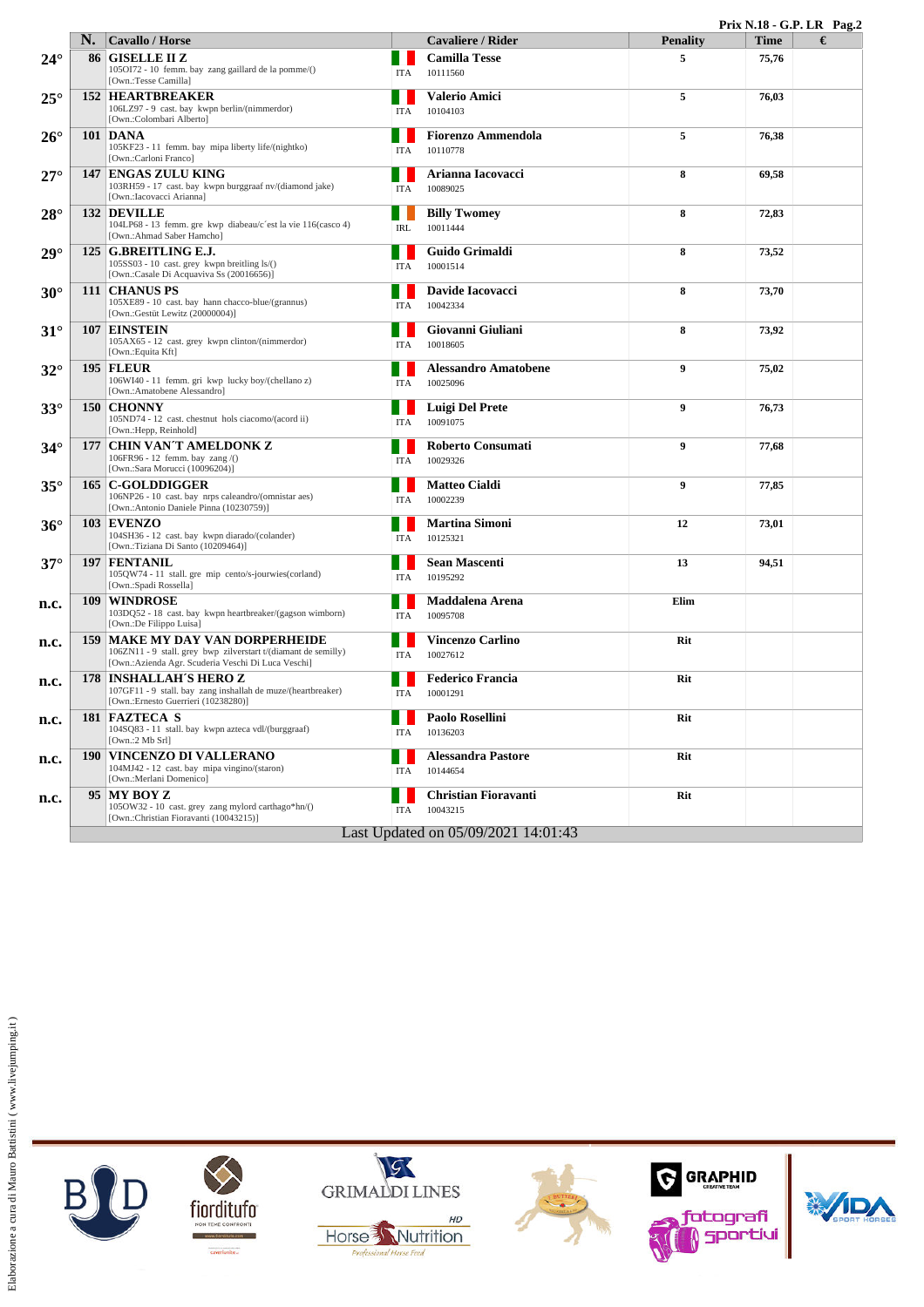Prix N.18 - G.P. LR Pag.2

| | N. | Cavallo / Horse | | Cavaliere / Rider | Penality | Time | € |
|---|---|---|---|---|---|---|---|
| 24° | 86 | **GISELLE II Z** 105OI72 - 10 femm. bay zang gaillard de la pomme/() [Own.:Tesse Camilla] | ITA | **Camilla Tesse** 10111560 | 5 | 75,76 | |
| 25° | 152 | **HEARTBREAKER** 106LZ97 - 9 cast. bay kwpn berlin/(nimmerdor) [Own.:Colombari Alberto] | ITA | **Valerio Amici** 10104103 | 5 | 76,03 | |
| 26° | 101 | **DANA** 105KF23 - 11 femm. bay mipa liberty life/(nightko) [Own.:Carloni Franco] | ITA | **Fiorenzo Ammendola** 10110778 | 5 | 76,38 | |
| 27° | 147 | **ENGAS ZULU KING** 103RH59 - 17 cast. bay kwpn burggraaf nv/(diamond jake) [Own.:Iacovacci Arianna] | ITA | **Arianna Iacovacci** 10089025 | 8 | 69,58 | |
| 28° | 132 | **DEVILLE** 104LP68 - 13 femm. gre kwp diabeau/c´est la vie 116(casco 4) [Own.:Ahmad Saber Hamcho] | IRL | **Billy Twomey** 10011444 | 8 | 72,83 | |
| 29° | 125 | **G.BREITLING E.J.** 105SS03 - 10 cast. grey kwpn breitling ls/() [Own.:Casale Di Acquaviva Ss (20016656)] | ITA | **Guido Grimaldi** 10001514 | 8 | 73,52 | |
| 30° | 111 | **CHANUS PS** 105XE89 - 10 cast. bay hann chacco-blue/(grannus) [Own.:Gestüt Lewitz (20000004)] | ITA | **Davide Iacovacci** 10042334 | 8 | 73,70 | |
| 31° | 107 | **EINSTEIN** 105AX65 - 12 cast. grey kwpn clinton/(nimmerdor) [Own.:Equita Kft] | ITA | **Giovanni Giuliani** 10018605 | 8 | 73,92 | |
| 32° | 195 | **FLEUR** 106WI40 - 11 femm. gri kwp lucky boy/(chellano z) [Own.:Amatobene Alessandro] | ITA | **Alessandro Amatobene** 10025096 | 9 | 75,02 | |
| 33° | 150 | **CHONNY** 105ND74 - 12 cast. chestnut hols ciacomo/(acord ii) [Own.:Hepp, Reinhold] | ITA | **Luigi Del Prete** 10091075 | 9 | 76,73 | |
| 34° | 177 | **CHIN VAN´T AMELDONK Z** 106FR96 - 12 femm. bay zang /() [Own.:Sara Morucci (10096204)] | ITA | **Roberto Consumati** 10029326 | 9 | 77,68 | |
| 35° | 165 | **C-GOLDDIGGER** 106NP26 - 10 cast. bay nrps caleandro/(omnistar aes) [Own.:Antonio Daniele Pinna (10230759)] | ITA | **Matteo Cialdi** 10002239 | 9 | 77,85 | |
| 36° | 103 | **EVENZO** 104SH36 - 12 cast. bay kwpn diarado/(colander) [Own.:Tiziana Di Santo (10209464)] | ITA | **Martina Simoni** 10125321 | 12 | 73,01 | |
| 37° | 197 | **FENTANIL** 105QW74 - 11 stall. gre mip cento/s-jourwies(corland) [Own.:Spadi Rossella] | ITA | **Sean Mascenti** 10195292 | 13 | 94,51 | |
| n.c. | 109 | **WINDROSE** 103DQ52 - 18 cast. bay kwpn heartbreaker/(gagson wimborn) [Own.:De Filippo Luisa] | ITA | **Maddalena Arena** 10095708 | Elim | | |
| n.c. | 159 | **MAKE MY DAY VAN DORPERHEIDE** 106ZN11 - 9 stall. grey bwp zilverstart t/(diamant de semilly) [Own.:Azienda Agr. Scuderia Veschi Di Luca Veschi] | ITA | **Vincenzo Carlino** 10027612 | Rit | | |
| n.c. | 178 | **INSHALLAH´S HERO Z** 107GF11 - 9 stall. bay zang inshallah de muze/(heartbreaker) [Own.:Ernesto Guerrieri (10238280)] | ITA | **Federico Francia** 10001291 | Rit | | |
| n.c. | 181 | **FAZTECA S** 104SQ83 - 11 stall. bay kwpn azteca vdl/(burggraaf) [Own.:2 Mb Srl] | ITA | **Paolo Rosellini** 10136203 | Rit | | |
| n.c. | 190 | **VINCENZO DI VALLERANO** 104MJ42 - 12 cast. bay mipa vingino/(staron) [Own.:Merlani Domenico] | ITA | **Alessandra Pastore** 10144654 | Rit | | |
| n.c. | 95 | **MY BOY Z** 105OW32 - 10 cast. grey zang mylord carthago*hn/() [Own.:Christian Fioravanti (10043215)] | ITA | **Christian Fioravanti** 10043215 | Rit | | |

Last Updated on 05/09/2021 14:01:43

Elaborazione a cura di Mauro Battistini ( www.livejumping.it )